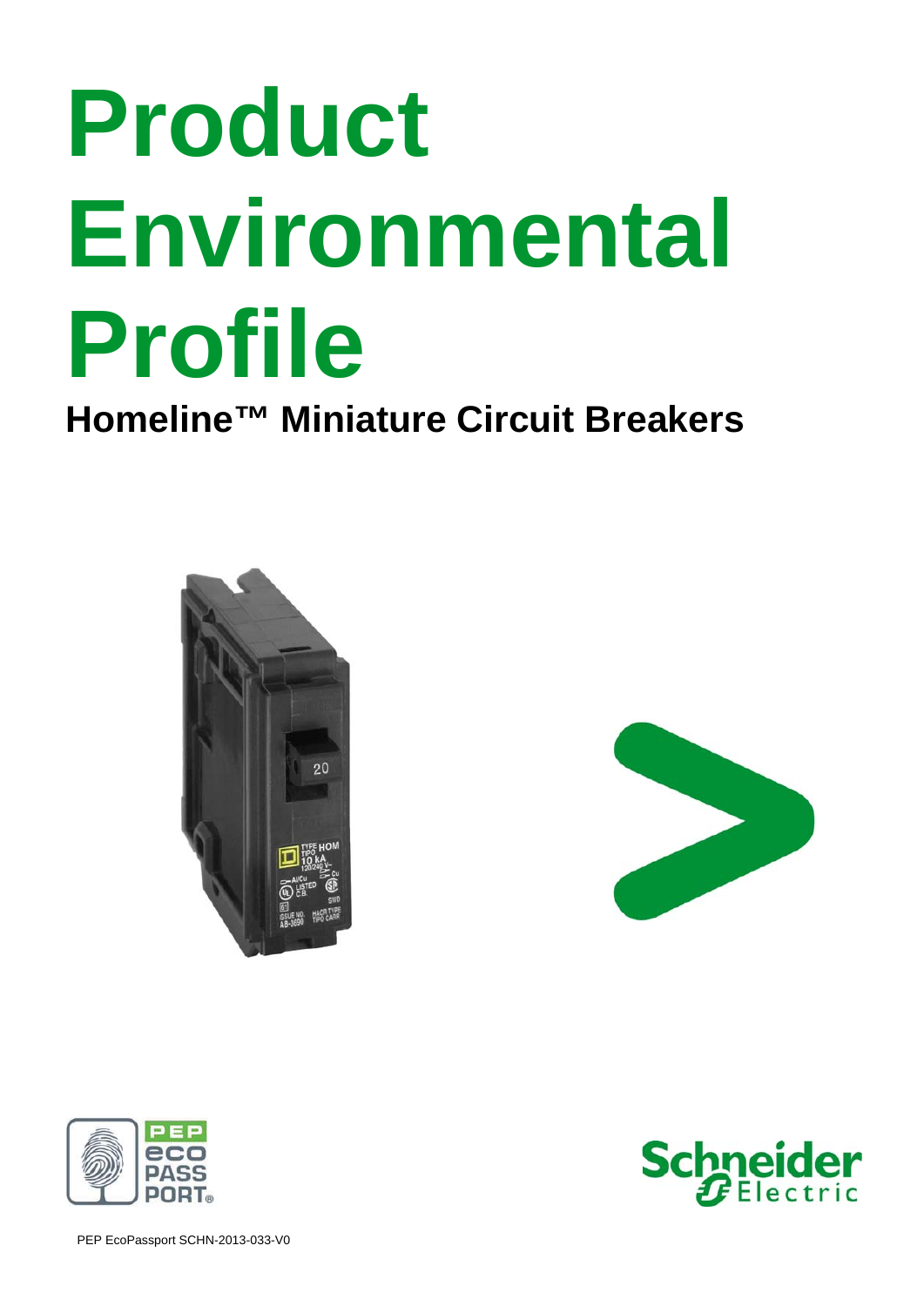# Product Environmental Profile

## Homeline™ Miniature Circuit Breakers

PEP EcoPassport SCHN-2013-033-V0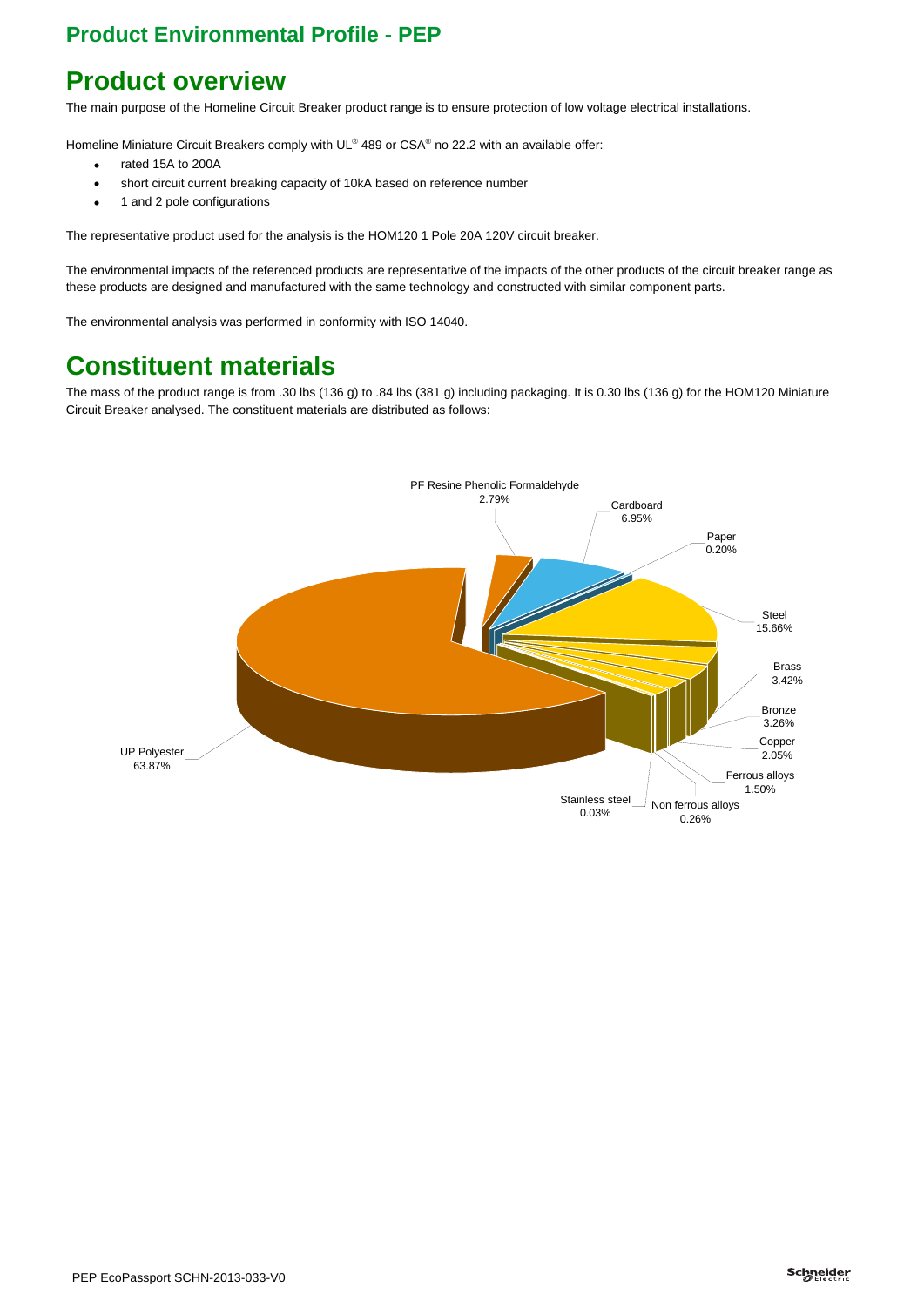# Product overview

The main purpose of the Homeline Circuit Breaker product range is to ensure protection of low voltage electrical installations.

Homeline Miniature Circuit Breakers comply with UL® 489 or CSA® no 22.2 with an available offer:

- rated 15A to 200A
- short circuit current breaking capacity of 10kA based on reference number
- 1 and 2 pole configurations

The representative product used for the analysis is the HOM120 1 Pole 20A 120V circuit breaker.

The environmental impacts of the referenced products are representative of the impacts of the other products of the circuit breaker range as these products are designed and manufactured with the same technology and constructed with similar component parts.

The environmental analysis was performed in conformity with ISO 14040.

# Constituent materials

The mass of the product range is from .30 lbs (136 g) to .84 lbs (381 g) including packaging. It is 0.30 lbs (136 g) for the HOM120 Miniature Circuit Breaker analysed. The constituent materials are distributed as follows:

| Material | Percentage |
| --- | --- |
| UP Polyester | 63.87% |
| PF Resine Phenolic Formaldehyde | 2.79% |
| Cardboard | 6.95% |
| Paper | 0.20% |
| Steel | 15.66% |
| Brass | 3.42% |
| Bronze | 3.26% |
| Copper | 2.05% |
| Ferrous alloys | 1.50% |
| Non ferrous alloys | 0.26% |
| Stainless steel | 0.03% |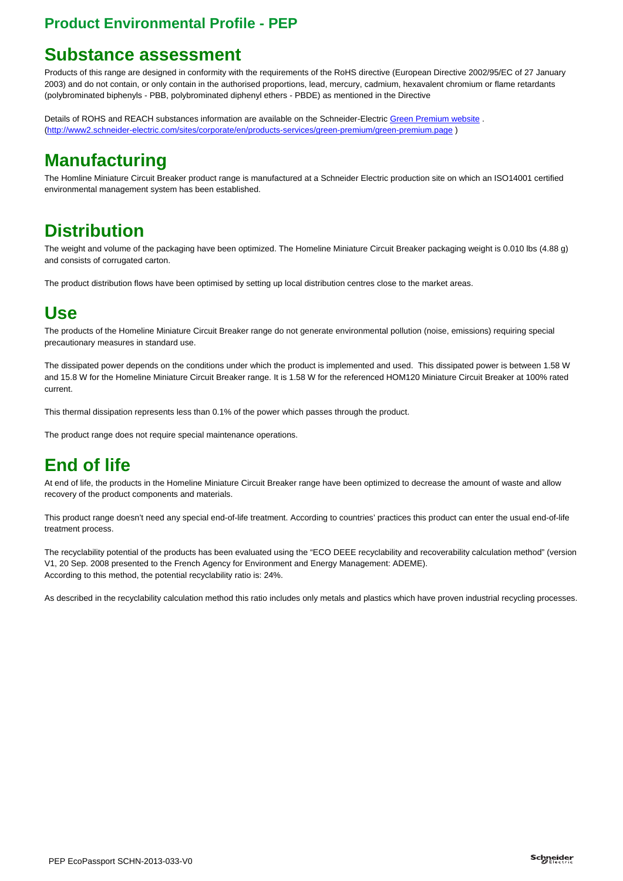## Product Environmental Profile - PEP

# Substance assessment

Products of this range are designed in conformity with the requirements of the RoHS directive (European Directive 2002/95/EC of 27 January 2003) and do not contain, or only contain in the authorised proportions, lead, mercury, cadmium, hexavalent chromium or flame retardants (polybrominated biphenyls - PBB, polybrominated diphenyl ethers - PBDE) as mentioned in the Directive

Details of ROHS and REACH substances information are available on the Schneider-Electric [Green Premium website](http://www2.schneider-electric.com/sites/corporate/en/products-services/green-premium/green-premium.page) . (http://www2.schneider-electric.com/sites/corporate/en/products-services/green-premium/green-premium.page )

# Manufacturing

The Homline Miniature Circuit Breaker product range is manufactured at a Schneider Electric production site on which an ISO14001 certified environmental management system has been established.

# Distribution

The weight and volume of the packaging have been optimized. The Homeline Miniature Circuit Breaker packaging weight is 0.010 lbs (4.88 g) and consists of corrugated carton.

The product distribution flows have been optimised by setting up local distribution centres close to the market areas.

# Use

The products of the Homeline Miniature Circuit Breaker range do not generate environmental pollution (noise, emissions) requiring special precautionary measures in standard use.

The dissipated power depends on the conditions under which the product is implemented and used. This dissipated power is between 1.58 W and 15.8 W for the Homeline Miniature Circuit Breaker range. It is 1.58 W for the referenced HOM120 Miniature Circuit Breaker at 100% rated current.

This thermal dissipation represents less than 0.1% of the power which passes through the product.

The product range does not require special maintenance operations.

# End of life

At end of life, the products in the Homeline Miniature Circuit Breaker range have been optimized to decrease the amount of waste and allow recovery of the product components and materials.

This product range doesn't need any special end-of-life treatment. According to countries' practices this product can enter the usual end-of-life treatment process.

The recyclability potential of the products has been evaluated using the "ECO DEEE recyclability and recoverability calculation method" (version V1, 20 Sep. 2008 presented to the French Agency for Environment and Energy Management: ADEME).
According to this method, the potential recyclability ratio is: 24%.

As described in the recyclability calculation method this ratio includes only metals and plastics which have proven industrial recycling processes.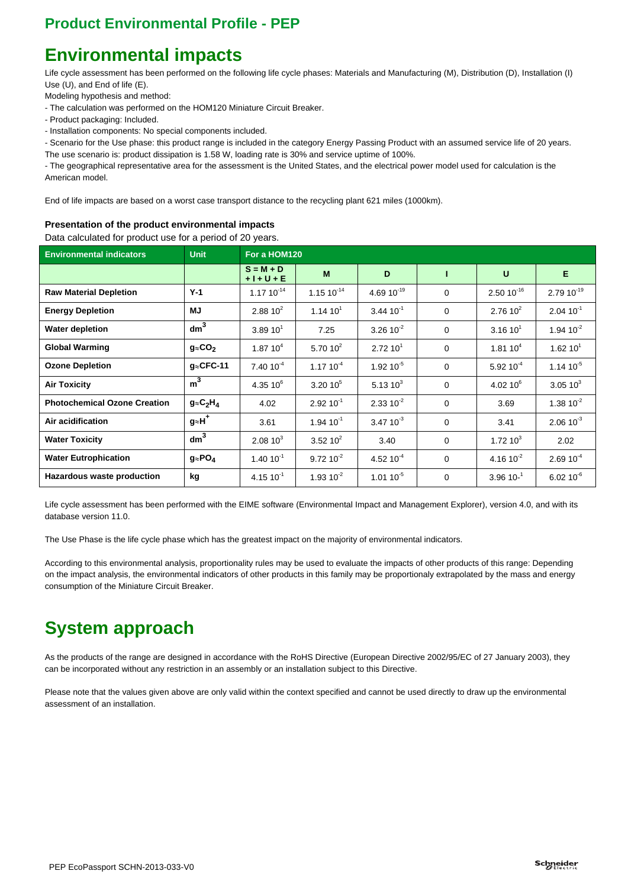## Product Environmental Profile - PEP

# Environmental impacts

Life cycle assessment has been performed on the following life cycle phases: Materials and Manufacturing (M), Distribution (D), Installation (I) Use (U), and End of life (E).

Modeling hypothesis and method:

- The calculation was performed on the HOM120 Miniature Circuit Breaker.
- Product packaging: Included.
- Installation components: No special components included.
- Scenario for the Use phase: this product range is included in the category Energy Passing Product with an assumed service life of 20 years. The use scenario is: product dissipation is 1.58 W, loading rate is 30% and service uptime of 100%.
- The geographical representative area for the assessment is the United States, and the electrical power model used for calculation is the American model.

End of life impacts are based on a worst case transport distance to the recycling plant 621 miles (1000km).

**Presentation of the product environmental impacts**

Data calculated for product use for a period of 20 years.

| Environmental indicators | Unit | For a HOM120 | | | | | |
|---|---|---|---|---|---|---|---|
| | | S = M + D + I + U + E | M | D | I | U | E |
| **Raw Material Depletion** | Y-1 | $1.17\ 10^{-14}$ | $1.15\ 10^{-14}$ | $4.69\ 10^{-19}$ | 0 | $2.50\ 10^{-16}$ | $2.79\ 10^{-19}$ |
| **Energy Depletion** | MJ | $2.88\ 10^{2}$ | $1.14\ 10^{1}$ | $3.44\ 10^{-1}$ | 0 | $2.76\ 10^{2}$ | $2.04\ 10^{-1}$ |
| **Water depletion** | $dm^3$ | $3.89\ 10^{1}$ | 7.25 | $3.26\ 10^{-2}$ | 0 | $3.16\ 10^{1}$ | $1.94\ 10^{-2}$ |
| **Global Warming** | $g{\approx}CO_2$ | $1.87\ 10^{4}$ | $5.70\ 10^{2}$ | $2.72\ 10^{1}$ | 0 | $1.81\ 10^{4}$ | $1.62\ 10^{1}$ |
| **Ozone Depletion** | g≈CFC-11 | $7.40\ 10^{-4}$ | $1.17\ 10^{-4}$ | $1.92\ 10^{-5}$ | 0 | $5.92\ 10^{-4}$ | $1.14\ 10^{-5}$ |
| **Air Toxicity** | $m^3$ | $4.35\ 10^{6}$ | $3.20\ 10^{5}$ | $5.13\ 10^{3}$ | 0 | $4.02\ 10^{6}$ | $3.05\ 10^{3}$ |
| **Photochemical Ozone Creation** | $g{\approx}C_2H_4$ | 4.02 | $2.92\ 10^{-1}$ | $2.33\ 10^{-2}$ | 0 | 3.69 | $1.38\ 10^{-2}$ |
| **Air acidification** | $g{\approx}H^+$ | 3.61 | $1.94\ 10^{-1}$ | $3.47\ 10^{-3}$ | 0 | 3.41 | $2.06\ 10^{-3}$ |
| **Water Toxicity** | $dm^3$ | $2.08\ 10^{3}$ | $3.52\ 10^{2}$ | 3.40 | 0 | $1.72\ 10^{3}$ | 2.02 |
| **Water Eutrophication** | $g{\approx}PO_4$ | $1.40\ 10^{-1}$ | $9.72\ 10^{-2}$ | $4.52\ 10^{-4}$ | 0 | $4.16\ 10^{-2}$ | $2.69\ 10^{-4}$ |
| **Hazardous waste production** | kg | $4.15\ 10^{-1}$ | $1.93\ 10^{-2}$ | $1.01\ 10^{-5}$ | 0 | $3.96\ 10^{-1}$ | $6.02\ 10^{-6}$ |

Life cycle assessment has been performed with the EIME software (Environmental Impact and Management Explorer), version 4.0, and with its database version 11.0.

The Use Phase is the life cycle phase which has the greatest impact on the majority of environmental indicators.

According to this environmental analysis, proportionality rules may be used to evaluate the impacts of other products of this range: Depending on the impact analysis, the environmental indicators of other products in this family may be proportionaly extrapolated by the mass and energy consumption of the Miniature Circuit Breaker.

# System approach

As the products of the range are designed in accordance with the RoHS Directive (European Directive 2002/95/EC of 27 January 2003), they can be incorporated without any restriction in an assembly or an installation subject to this Directive.

Please note that the values given above are only valid within the context specified and cannot be used directly to draw up the environmental assessment of an installation.

PEP EcoPassport SCHN-2013-033-V0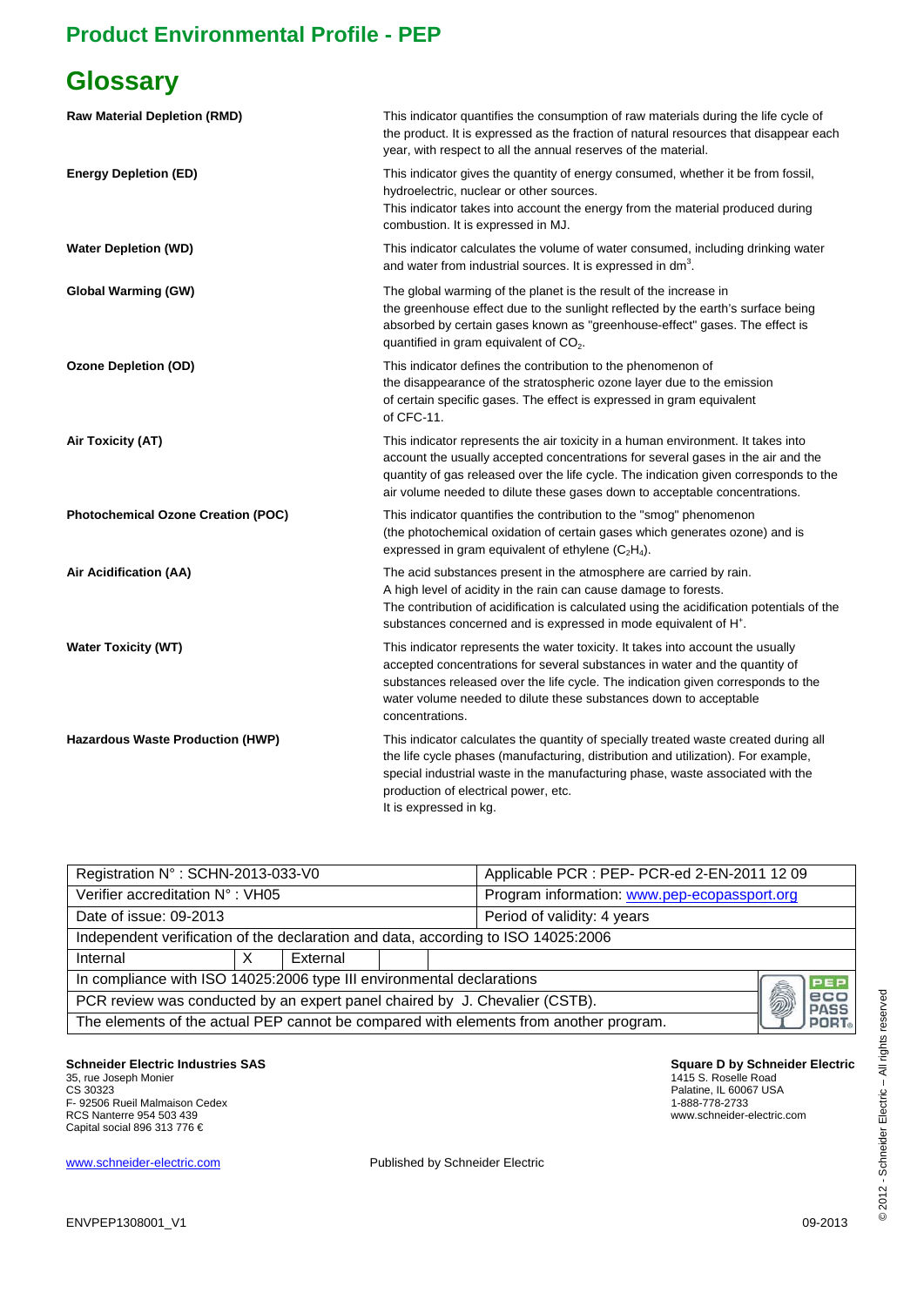## Product Environmental Profile - PEP

# Glossary

| | |
|---|---|
| **Raw Material Depletion (RMD)** | This indicator quantifies the consumption of raw materials during the life cycle of the product. It is expressed as the fraction of natural resources that disappear each year, with respect to all the annual reserves of the material. |
| **Energy Depletion (ED)** | This indicator gives the quantity of energy consumed, whether it be from fossil, hydroelectric, nuclear or other sources. This indicator takes into account the energy from the material produced during combustion. It is expressed in MJ. |
| **Water Depletion (WD)** | This indicator calculates the volume of water consumed, including drinking water and water from industrial sources. It is expressed in $dm^3$. |
| **Global Warming (GW)** | The global warming of the planet is the result of the increase in the greenhouse effect due to the sunlight reflected by the earth's surface being absorbed by certain gases known as "greenhouse-effect" gases. The effect is quantified in gram equivalent of $CO_2$. |
| **Ozone Depletion (OD)** | This indicator defines the contribution to the phenomenon of the disappearance of the stratospheric ozone layer due to the emission of certain specific gases. The effect is expressed in gram equivalent of CFC-11. |
| **Air Toxicity (AT)** | This indicator represents the air toxicity in a human environment. It takes into account the usually accepted concentrations for several gases in the air and the quantity of gas released over the life cycle. The indication given corresponds to the air volume needed to dilute these gases down to acceptable concentrations. |
| **Photochemical Ozone Creation (POC)** | This indicator quantifies the contribution to the "smog" phenomenon (the photochemical oxidation of certain gases which generates ozone) and is expressed in gram equivalent of ethylene ($C_2H_4$). |
| **Air Acidification (AA)** | The acid substances present in the atmosphere are carried by rain. A high level of acidity in the rain can cause damage to forests. The contribution of acidification is calculated using the acidification potentials of the substances concerned and is expressed in mode equivalent of $H^+$. |
| **Water Toxicity (WT)** | This indicator represents the water toxicity. It takes into account the usually accepted concentrations for several substances in water and the quantity of substances released over the life cycle. The indication given corresponds to the water volume needed to dilute these substances down to acceptable concentrations. |
| **Hazardous Waste Production (HWP)** | This indicator calculates the quantity of specially treated waste created during all the life cycle phases (manufacturing, distribution and utilization). For example, special industrial waste in the manufacturing phase, waste associated with the production of electrical power, etc. It is expressed in kg. |

| | | | | |
|---|---|---|---|---|
| Registration N° : SCHN-2013-033-V0 | | | | Applicable PCR : PEP- PCR-ed 2-EN-2011 12 09 |
| Verifier accreditation N° : VH05 | | | | Program information: www.pep-ecopassport.org |
| Date of issue: 09-2013 | | | | Period of validity: 4 years |
| Independent verification of the declaration and data, according to ISO 14025:2006 | | | | |
| Internal | X | External | | |
| In compliance with ISO 14025:2006 type III environmental declarations | | | | PEP eco PASSPORT |
| PCR review was conducted by an expert panel chaired by J. Chevalier (CSTB). | | | | |
| The elements of the actual PEP cannot be compared with elements from another program. | | | | |

**Schneider Electric Industries SAS**
35, rue Joseph Monier
CS 30323
F- 92506 Rueil Malmaison Cedex
RCS Nanterre 954 503 439
Capital social 896 313 776 €

**Square D by Schneider Electric**
1415 S. Roselle Road
Palatine, IL 60067 USA
1-888-778-2733
www.schneider-electric.com

www.schneider-electric.com

Published by Schneider Electric

ENVPEP1308001_V1

09-2013

© 2012 - Schneider Electric – All rights reserved